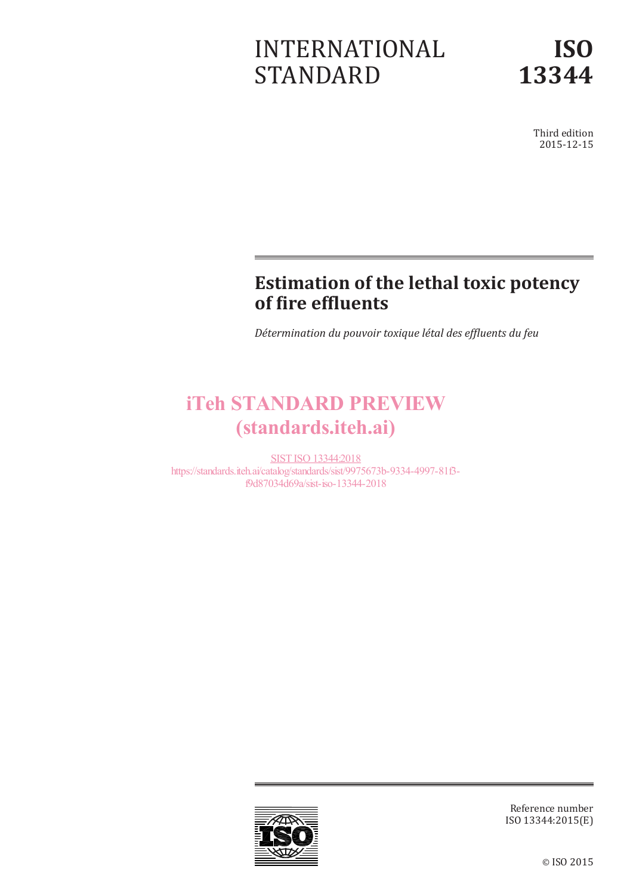INTERNATIONAL STANDARD

# ISO 13344

Third edition
2015-12-15

# Estimation of the lethal toxic potency of fire effluents

*Détermination du pouvoir toxique létal des effluents du feu*

iTeh STANDARD PREVIEW
(standards.iteh.ai)

SIST ISO 13344:2018
https://standards.iteh.ai/catalog/standards/sist/9975673b-9334-4997-81f3-f9d87034d69a/sist-iso-13344-2018

Reference number
ISO 13344:2015(E)

© ISO 2015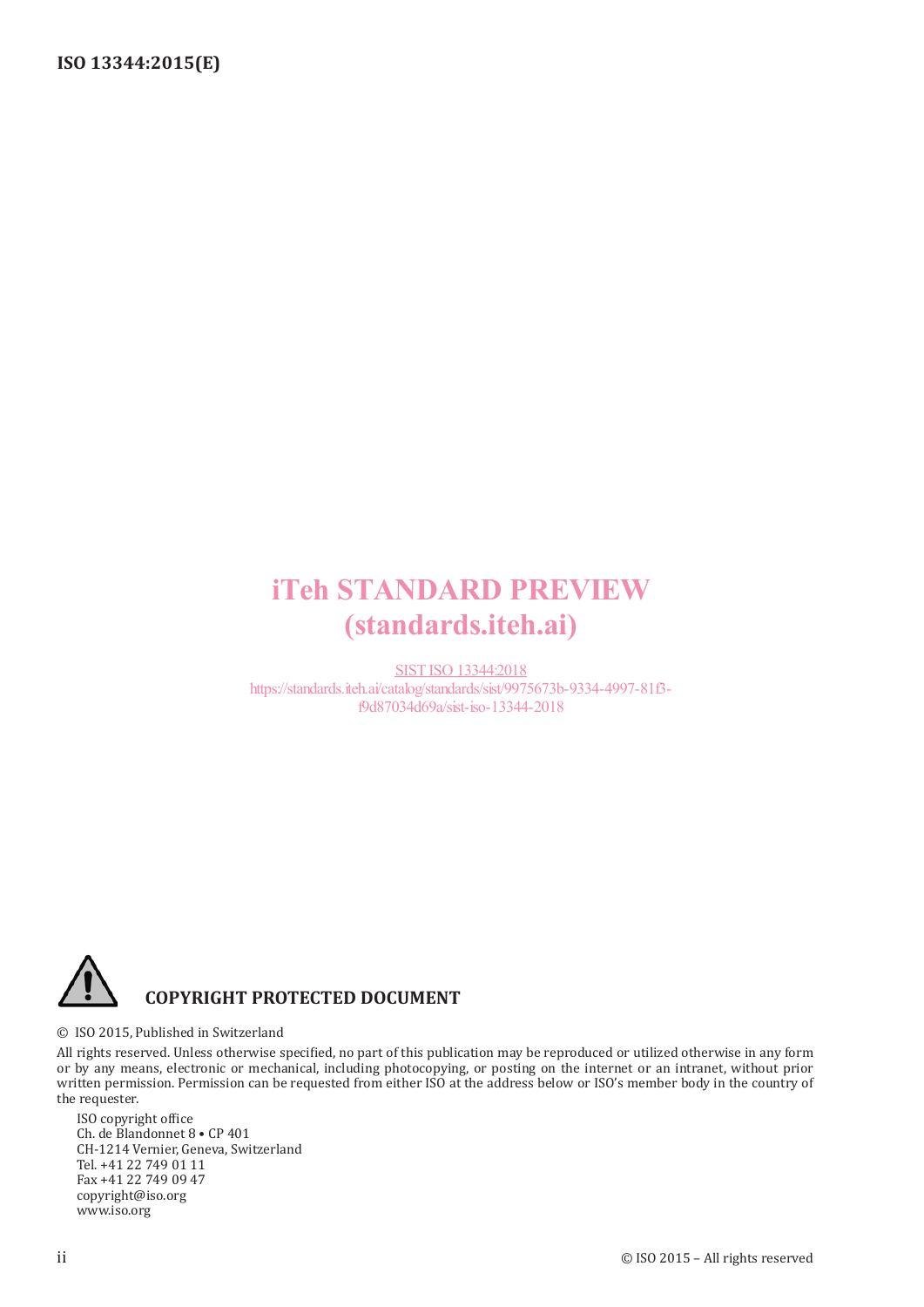iTeh STANDARD PREVIEW
(standards.iteh.ai)

SIST ISO 13344:2018
https://standards.iteh.ai/catalog/standards/sist/9975673b-9334-4997-81f3-f9d87034d69a/sist-iso-13344-2018

**COPYRIGHT PROTECTED DOCUMENT**

© ISO 2015, Published in Switzerland

All rights reserved. Unless otherwise specified, no part of this publication may be reproduced or utilized otherwise in any form or by any means, electronic or mechanical, including photocopying, or posting on the internet or an intranet, without prior written permission. Permission can be requested from either ISO at the address below or ISO's member body in the country of the requester.

ISO copyright office
Ch. de Blandonnet 8 • CP 401
CH-1214 Vernier, Geneva, Switzerland
Tel. +41 22 749 01 11
Fax +41 22 749 09 47
copyright@iso.org
www.iso.org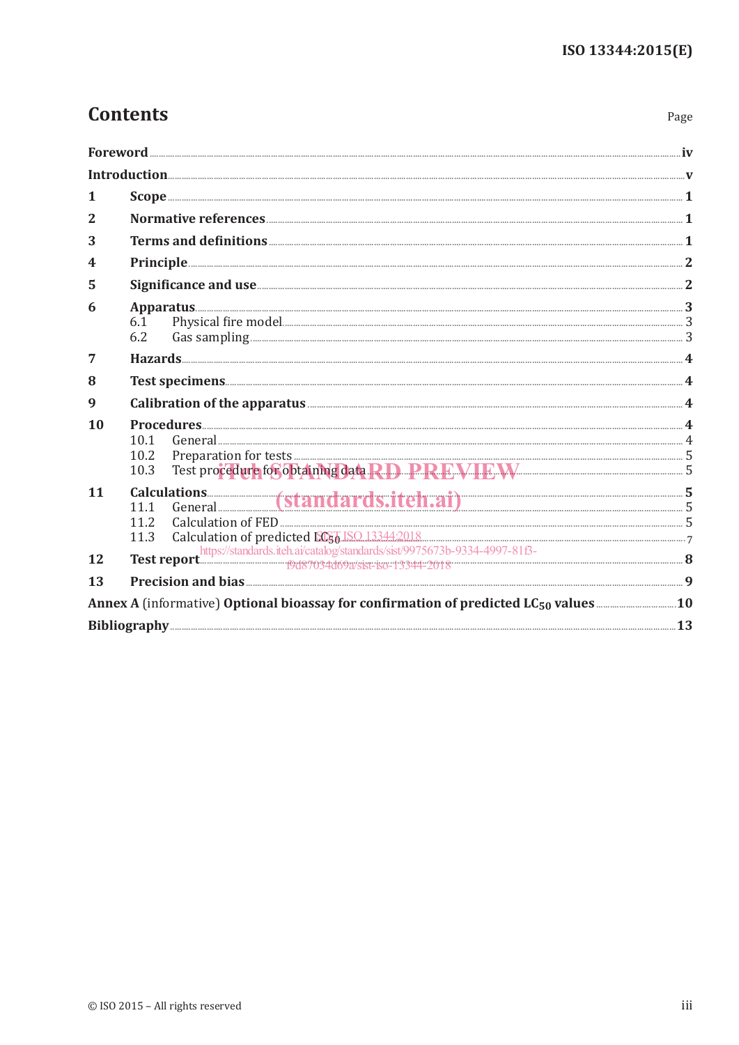# Contents

Page

| | | |
|---|---|---|
| **Foreword** | | **iv** |
| **Introduction** | | **v** |
| **1** | **Scope** | **1** |
| **2** | **Normative references** | **1** |
| **3** | **Terms and definitions** | **1** |
| **4** | **Principle** | **2** |
| **5** | **Significance and use** | **2** |
| **6** | **Apparatus** | **3** |
| | 6.1 Physical fire model | 3 |
| | 6.2 Gas sampling | 3 |
| **7** | **Hazards** | **4** |
| **8** | **Test specimens** | **4** |
| **9** | **Calibration of the apparatus** | **4** |
| **10** | **Procedures** | **4** |
| | 10.1 General | 4 |
| | 10.2 Preparation for tests | 5 |
| | 10.3 Test procedure for obtaining data | 5 |
| **11** | **Calculations** | **5** |
| | 11.1 General | 5 |
| | 11.2 Calculation of FED | 5 |
| | 11.3 Calculation of predicted $LC_{50}$ | 7 |
| **12** | **Test report** | **8** |
| **13** | **Precision and bias** | **9** |
| **Annex A** (informative) **Optional bioassay for confirmation of predicted $LC_{50}$ values** | | **10** |
| **Bibliography** | | **13** |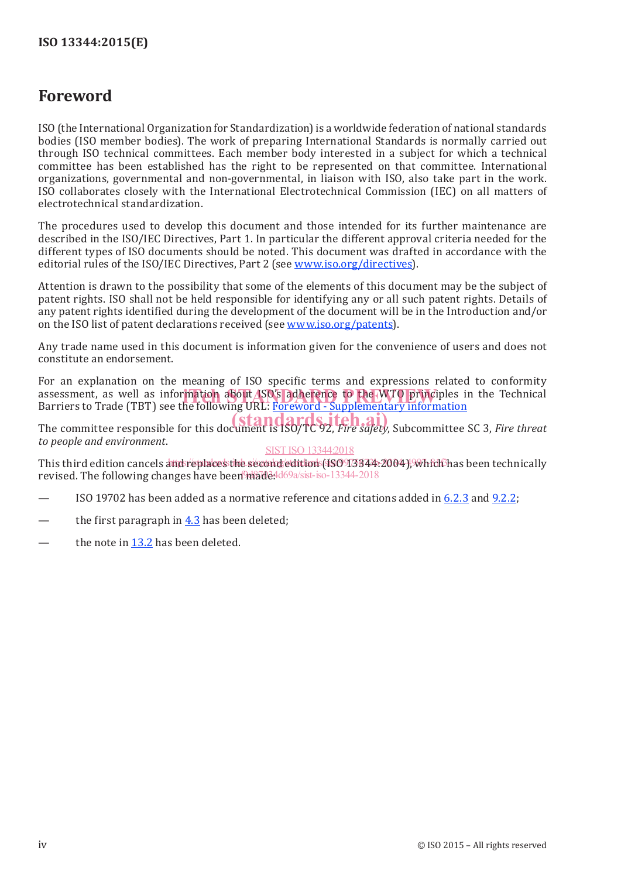# Foreword

ISO (the International Organization for Standardization) is a worldwide federation of national standards bodies (ISO member bodies). The work of preparing International Standards is normally carried out through ISO technical committees. Each member body interested in a subject for which a technical committee has been established has the right to be represented on that committee. International organizations, governmental and non-governmental, in liaison with ISO, also take part in the work. ISO collaborates closely with the International Electrotechnical Commission (IEC) on all matters of electrotechnical standardization.

The procedures used to develop this document and those intended for its further maintenance are described in the ISO/IEC Directives, Part 1. In particular the different approval criteria needed for the different types of ISO documents should be noted. This document was drafted in accordance with the editorial rules of the ISO/IEC Directives, Part 2 (see www.iso.org/directives).

Attention is drawn to the possibility that some of the elements of this document may be the subject of patent rights. ISO shall not be held responsible for identifying any or all such patent rights. Details of any patent rights identified during the development of the document will be in the Introduction and/or on the ISO list of patent declarations received (see www.iso.org/patents).

Any trade name used in this document is information given for the convenience of users and does not constitute an endorsement.

For an explanation on the meaning of ISO specific terms and expressions related to conformity assessment, as well as information about ISO's adherence to the WTO principles in the Technical Barriers to Trade (TBT) see the following URL: Foreword - Supplementary information

The committee responsible for this document is ISO/TC 92, *Fire safety*, Subcommittee SC 3, *Fire threat to people and environment*.

This third edition cancels and replaces the second edition (ISO 13344:2004), which has been technically revised. The following changes have been made:

— ISO 19702 has been added as a normative reference and citations added in 6.2.3 and 9.2.2;

— the first paragraph in 4.3 has been deleted;

— the note in 13.2 has been deleted.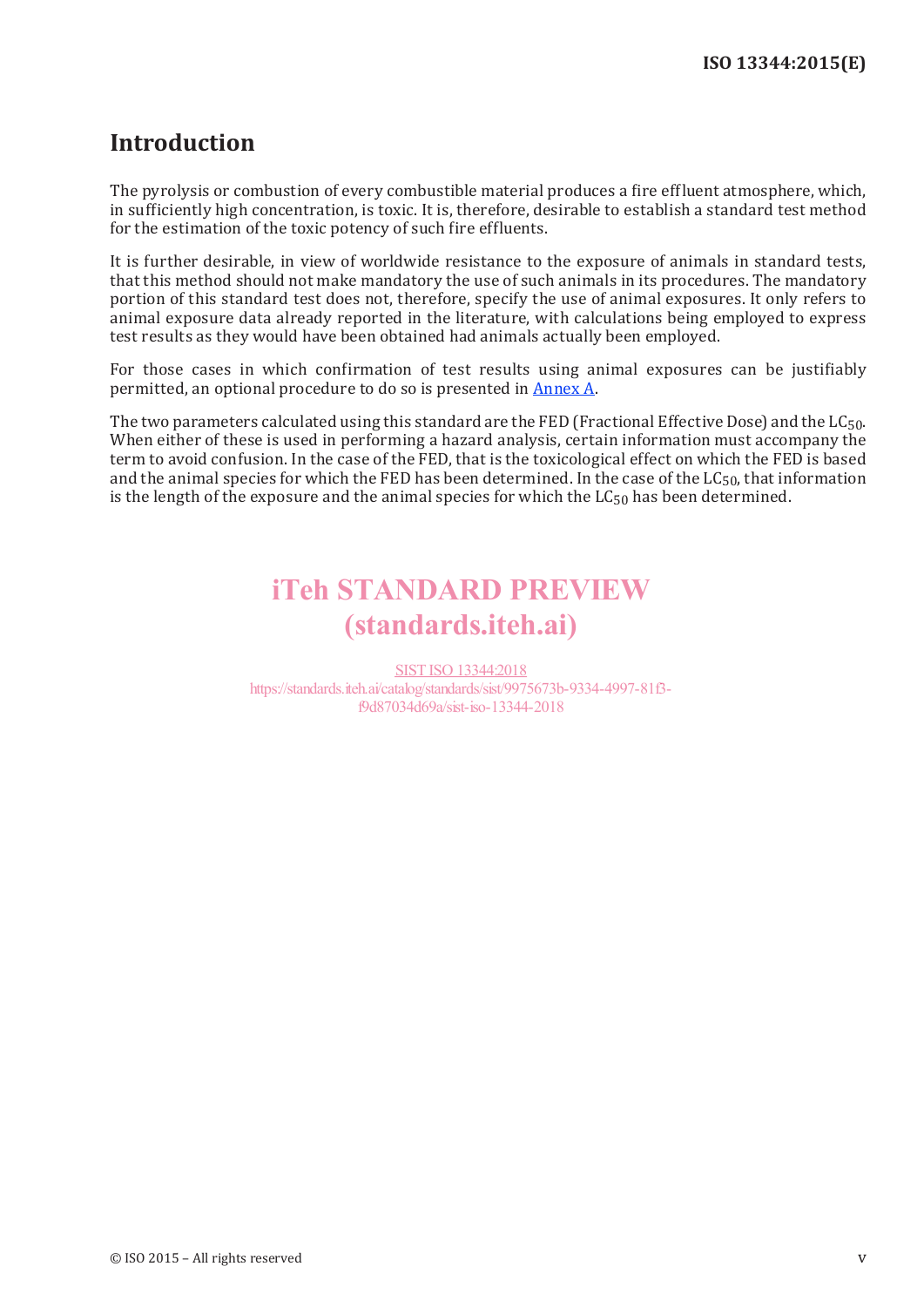# Introduction

The pyrolysis or combustion of every combustible material produces a fire effluent atmosphere, which, in sufficiently high concentration, is toxic. It is, therefore, desirable to establish a standard test method for the estimation of the toxic potency of such fire effluents.

It is further desirable, in view of worldwide resistance to the exposure of animals in standard tests, that this method should not make mandatory the use of such animals in its procedures. The mandatory portion of this standard test does not, therefore, specify the use of animal exposures. It only refers to animal exposure data already reported in the literature, with calculations being employed to express test results as they would have been obtained had animals actually been employed.

For those cases in which confirmation of test results using animal exposures can be justifiably permitted, an optional procedure to do so is presented in Annex A.

The two parameters calculated using this standard are the FED (Fractional Effective Dose) and the $LC_{50}$. When either of these is used in performing a hazard analysis, certain information must accompany the term to avoid confusion. In the case of the FED, that is the toxicological effect on which the FED is based and the animal species for which the FED has been determined. In the case of the $LC_{50}$, that information is the length of the exposure and the animal species for which the $LC_{50}$ has been determined.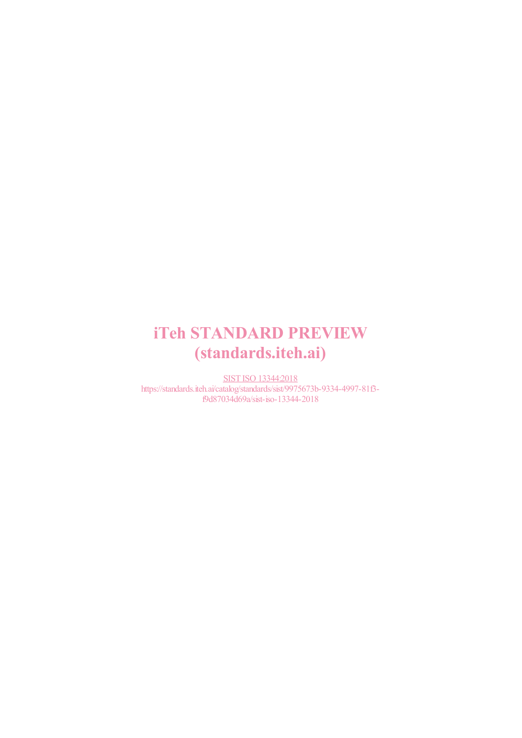# iTeh STANDARD PREVIEW
# (standards.iteh.ai)

SIST ISO 13344:2018
https://standards.iteh.ai/catalog/standards/sist/9975673b-9334-4997-81f3-f9d87034d69a/sist-iso-13344-2018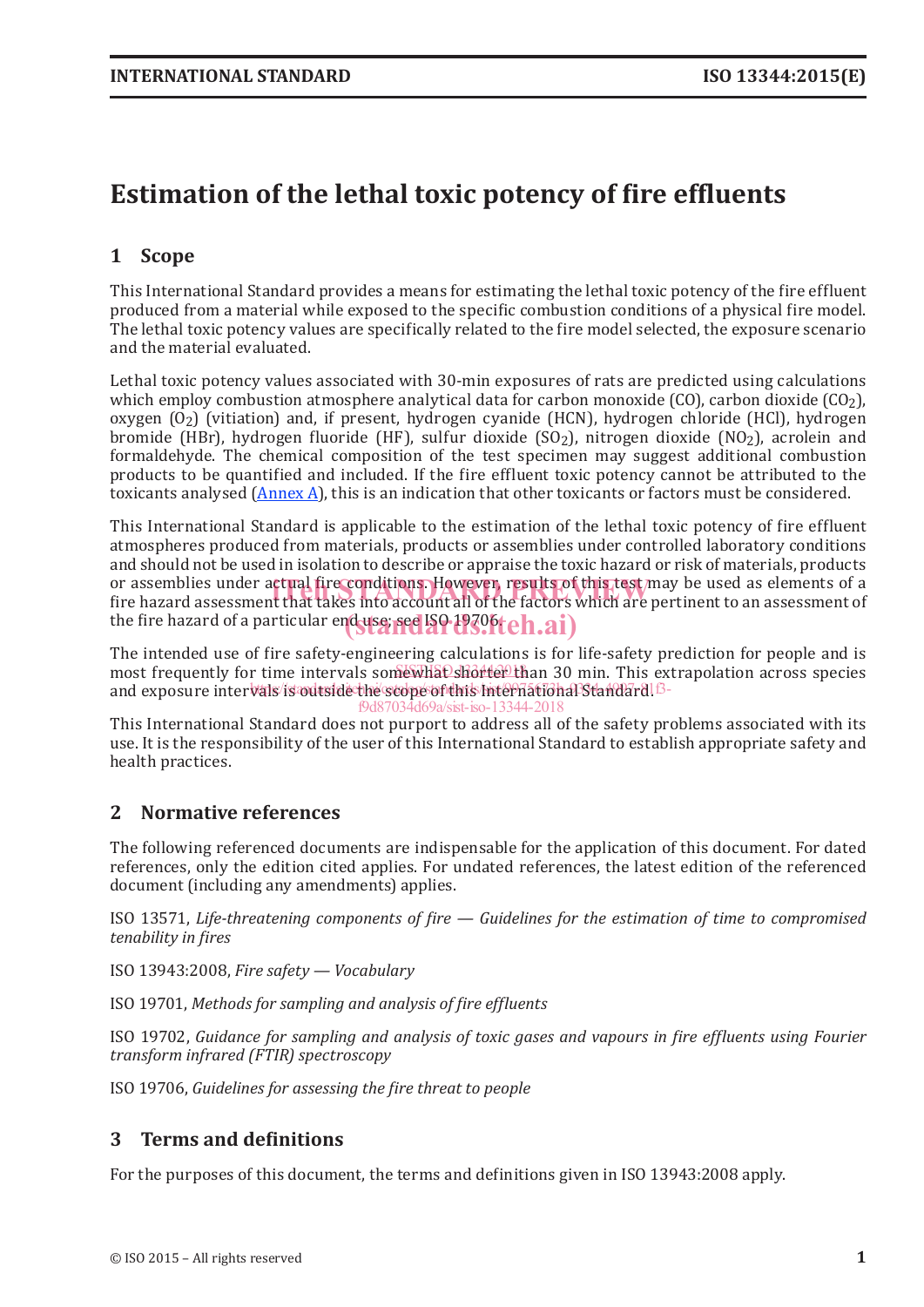# Estimation of the lethal toxic potency of fire effluents

## 1 Scope

This International Standard provides a means for estimating the lethal toxic potency of the fire effluent produced from a material while exposed to the specific combustion conditions of a physical fire model. The lethal toxic potency values are specifically related to the fire model selected, the exposure scenario and the material evaluated.

Lethal toxic potency values associated with 30-min exposures of rats are predicted using calculations which employ combustion atmosphere analytical data for carbon monoxide (CO), carbon dioxide ($CO_2$), oxygen ($O_2$) (vitiation) and, if present, hydrogen cyanide (HCN), hydrogen chloride (HCl), hydrogen bromide (HBr), hydrogen fluoride (HF), sulfur dioxide ($SO_2$), nitrogen dioxide ($NO_2$), acrolein and formaldehyde. The chemical composition of the test specimen may suggest additional combustion products to be quantified and included. If the fire effluent toxic potency cannot be attributed to the toxicants analysed (Annex A), this is an indication that other toxicants or factors must be considered.

This International Standard is applicable to the estimation of the lethal toxic potency of fire effluent atmospheres produced from materials, products or assemblies under controlled laboratory conditions and should not be used in isolation to describe or appraise the toxic hazard or risk of materials, products or assemblies under actual fire conditions. However, results of this test may be used as elements of a fire hazard assessment that takes into account all of the factors which are pertinent to an assessment of the fire hazard of a particular end use; see ISO 19706.

The intended use of fire safety-engineering calculations is for life-safety prediction for people and is most frequently for time intervals somewhat shorter than 30 min. This extrapolation across species and exposure intervals is outside the scope of this International Standard.

This International Standard does not purport to address all of the safety problems associated with its use. It is the responsibility of the user of this International Standard to establish appropriate safety and health practices.

## 2 Normative references

The following referenced documents are indispensable for the application of this document. For dated references, only the edition cited applies. For undated references, the latest edition of the referenced document (including any amendments) applies.

ISO 13571, *Life-threatening components of fire — Guidelines for the estimation of time to compromised tenability in fires*

ISO 13943:2008, *Fire safety — Vocabulary*

ISO 19701, *Methods for sampling and analysis of fire effluents*

ISO 19702, *Guidance for sampling and analysis of toxic gases and vapours in fire effluents using Fourier transform infrared (FTIR) spectroscopy*

ISO 19706, *Guidelines for assessing the fire threat to people*

## 3 Terms and definitions

For the purposes of this document, the terms and definitions given in ISO 13943:2008 apply.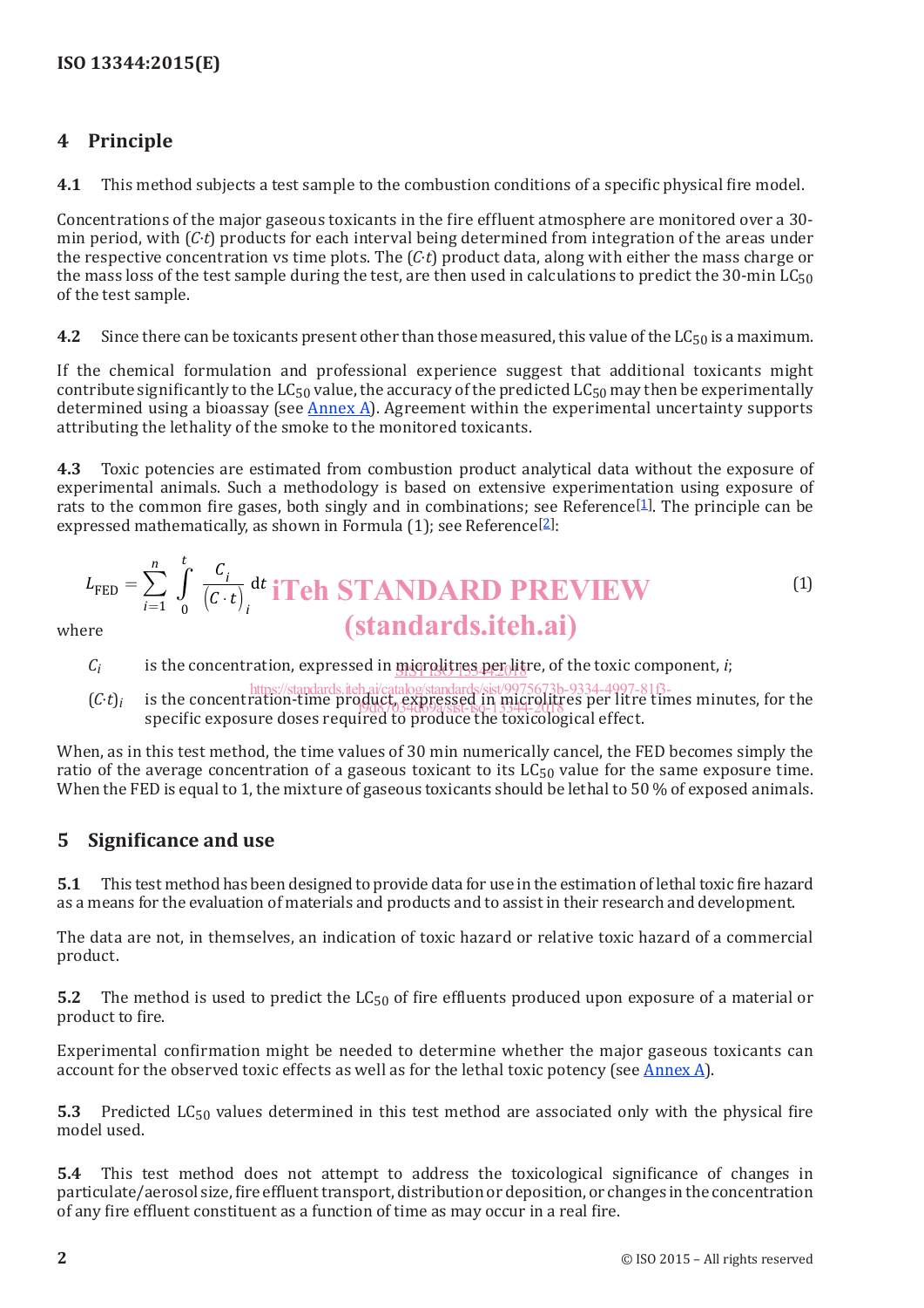## 4 Principle

**4.1** This method subjects a test sample to the combustion conditions of a specific physical fire model.

Concentrations of the major gaseous toxicants in the fire effluent atmosphere are monitored over a 30-min period, with ($C \cdot t$) products for each interval being determined from integration of the areas under the respective concentration vs time plots. The ($C \cdot t$) product data, along with either the mass charge or the mass loss of the test sample during the test, are then used in calculations to predict the 30-min $LC_{50}$ of the test sample.

**4.2** Since there can be toxicants present other than those measured, this value of the $LC_{50}$ is a maximum.

If the chemical formulation and professional experience suggest that additional toxicants might contribute significantly to the $LC_{50}$ value, the accuracy of the predicted $LC_{50}$ may then be experimentally determined using a bioassay (see Annex A). Agreement within the experimental uncertainty supports attributing the lethality of the smoke to the monitored toxicants.

**4.3** Toxic potencies are estimated from combustion product analytical data without the exposure of experimental animals. Such a methodology is based on extensive experimentation using exposure of rats to the common fire gases, both singly and in combinations; see Reference[1]. The principle can be expressed mathematically, as shown in Formula (1); see Reference[2]:

$$L_{\text{FED}} = \sum_{i=1}^{n} \int_{0}^{t} \frac{C_i}{(C \cdot t)_i} \, \mathrm{d}t \qquad (1)$$

where

$C_i$ is the concentration, expressed in microlitres per litre, of the toxic component, $i$;

$(C \cdot t)_i$ is the concentration-time product, expressed in microlitres per litre times minutes, for the specific exposure doses required to produce the toxicological effect.

When, as in this test method, the time values of 30 min numerically cancel, the FED becomes simply the ratio of the average concentration of a gaseous toxicant to its $LC_{50}$ value for the same exposure time. When the FED is equal to 1, the mixture of gaseous toxicants should be lethal to 50 % of exposed animals.

## 5 Significance and use

**5.1** This test method has been designed to provide data for use in the estimation of lethal toxic fire hazard as a means for the evaluation of materials and products and to assist in their research and development.

The data are not, in themselves, an indication of toxic hazard or relative toxic hazard of a commercial product.

**5.2** The method is used to predict the $LC_{50}$ of fire effluents produced upon exposure of a material or product to fire.

Experimental confirmation might be needed to determine whether the major gaseous toxicants can account for the observed toxic effects as well as for the lethal toxic potency (see Annex A).

**5.3** Predicted $LC_{50}$ values determined in this test method are associated only with the physical fire model used.

**5.4** This test method does not attempt to address the toxicological significance of changes in particulate/aerosol size, fire effluent transport, distribution or deposition, or changes in the concentration of any fire effluent constituent as a function of time as may occur in a real fire.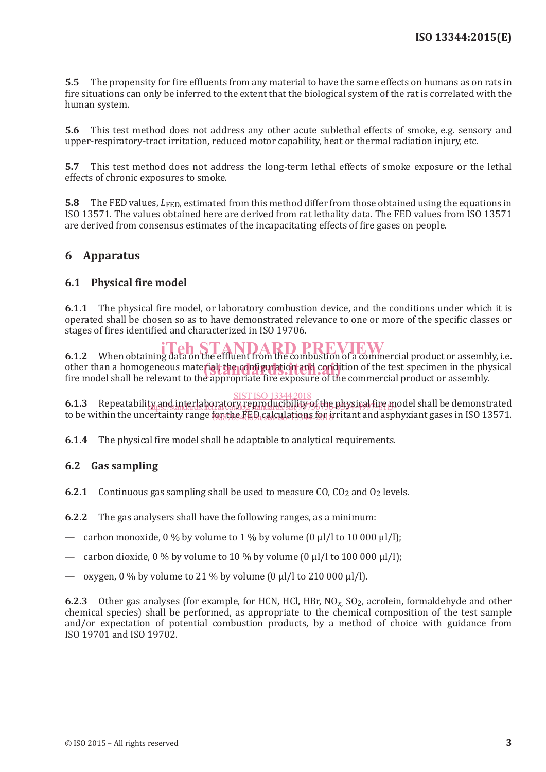**5.5** The propensity for fire effluents from any material to have the same effects on humans as on rats in fire situations can only be inferred to the extent that the biological system of the rat is correlated with the human system.

**5.6** This test method does not address any other acute sublethal effects of smoke, e.g. sensory and upper-respiratory-tract irritation, reduced motor capability, heat or thermal radiation injury, etc.

**5.7** This test method does not address the long-term lethal effects of smoke exposure or the lethal effects of chronic exposures to smoke.

**5.8** The FED values, $L_{FED}$, estimated from this method differ from those obtained using the equations in ISO 13571. The values obtained here are derived from rat lethality data. The FED values from ISO 13571 are derived from consensus estimates of the incapacitating effects of fire gases on people.

## 6 Apparatus

### 6.1 Physical fire model

**6.1.1** The physical fire model, or laboratory combustion device, and the conditions under which it is operated shall be chosen so as to have demonstrated relevance to one or more of the specific classes or stages of fires identified and characterized in ISO 19706.

**6.1.2** When obtaining data on the effluent from the combustion of a commercial product or assembly, i.e. other than a homogeneous material, the configuration and condition of the test specimen in the physical fire model shall be relevant to the appropriate fire exposure of the commercial product or assembly.

**6.1.3** Repeatability and interlaboratory reproducibility of the physical fire model shall be demonstrated to be within the uncertainty range for the FED calculations for irritant and asphyxiant gases in ISO 13571.

**6.1.4** The physical fire model shall be adaptable to analytical requirements.

### 6.2 Gas sampling

**6.2.1** Continuous gas sampling shall be used to measure CO, $CO_2$ and $O_2$ levels.

**6.2.2** The gas analysers shall have the following ranges, as a minimum:

— carbon monoxide, 0 % by volume to 1 % by volume (0 µl/l to 10 000 µl/l);

— carbon dioxide, 0 % by volume to 10 % by volume (0 µl/l to 100 000 µl/l);

— oxygen, 0 % by volume to 21 % by volume (0 µl/l to 210 000 µl/l).

**6.2.3** Other gas analyses (for example, for HCN, HCl, HBr, $NO_x$, $SO_2$, acrolein, formaldehyde and other chemical species) shall be performed, as appropriate to the chemical composition of the test sample and/or expectation of potential combustion products, by a method of choice with guidance from ISO 19701 and ISO 19702.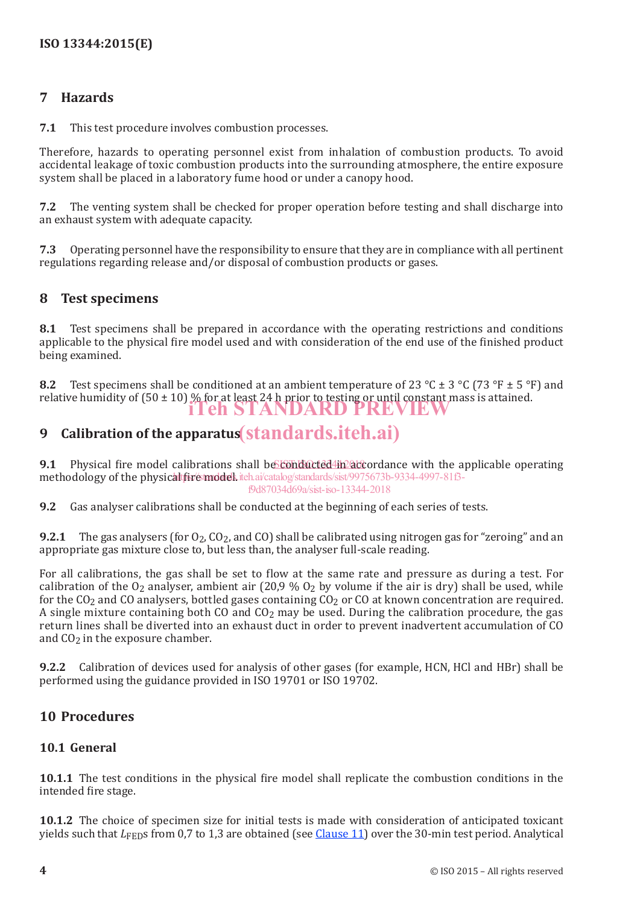## 7 Hazards

**7.1** This test procedure involves combustion processes.

Therefore, hazards to operating personnel exist from inhalation of combustion products. To avoid accidental leakage of toxic combustion products into the surrounding atmosphere, the entire exposure system shall be placed in a laboratory fume hood or under a canopy hood.

**7.2** The venting system shall be checked for proper operation before testing and shall discharge into an exhaust system with adequate capacity.

**7.3** Operating personnel have the responsibility to ensure that they are in compliance with all pertinent regulations regarding release and/or disposal of combustion products or gases.

## 8 Test specimens

**8.1** Test specimens shall be prepared in accordance with the operating restrictions and conditions applicable to the physical fire model used and with consideration of the end use of the finished product being examined.

**8.2** Test specimens shall be conditioned at an ambient temperature of 23 °C ± 3 °C (73 °F ± 5 °F) and relative humidity of (50 ± 10) % for at least 24 h prior to testing or until constant mass is attained.

## 9 Calibration of the apparatus

**9.1** Physical fire model calibrations shall be conducted in accordance with the applicable operating methodology of the physical fire model.

**9.2** Gas analyser calibrations shall be conducted at the beginning of each series of tests.

**9.2.1** The gas analysers (for $O_2$, $CO_2$, and CO) shall be calibrated using nitrogen gas for "zeroing" and an appropriate gas mixture close to, but less than, the analyser full-scale reading.

For all calibrations, the gas shall be set to flow at the same rate and pressure as during a test. For calibration of the $O_2$ analyser, ambient air (20,9 % $O_2$ by volume if the air is dry) shall be used, while for the $CO_2$ and CO analysers, bottled gases containing $CO_2$ or CO at known concentration are required. A single mixture containing both CO and $CO_2$ may be used. During the calibration procedure, the gas return lines shall be diverted into an exhaust duct in order to prevent inadvertent accumulation of CO and $CO_2$ in the exposure chamber.

**9.2.2** Calibration of devices used for analysis of other gases (for example, HCN, HCl and HBr) shall be performed using the guidance provided in ISO 19701 or ISO 19702.

## 10 Procedures

### 10.1 General

**10.1.1** The test conditions in the physical fire model shall replicate the combustion conditions in the intended fire stage.

**10.1.2** The choice of specimen size for initial tests is made with consideration of anticipated toxicant yields such that $L_{FED}$s from 0,7 to 1,3 are obtained (see Clause 11) over the 30-min test period. Analytical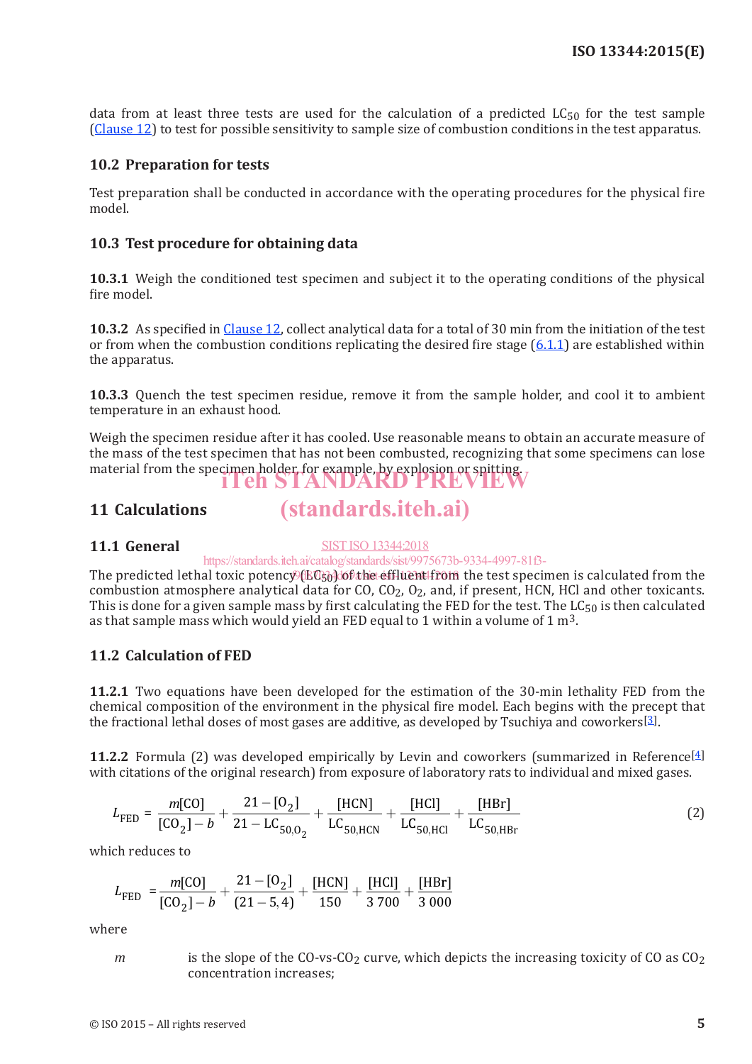data from at least three tests are used for the calculation of a predicted $LC_{50}$ for the test sample (Clause 12) to test for possible sensitivity to sample size of combustion conditions in the test apparatus.

### 10.2 Preparation for tests

Test preparation shall be conducted in accordance with the operating procedures for the physical fire model.

### 10.3 Test procedure for obtaining data

**10.3.1** Weigh the conditioned test specimen and subject it to the operating conditions of the physical fire model.

**10.3.2** As specified in Clause 12, collect analytical data for a total of 30 min from the initiation of the test or from when the combustion conditions replicating the desired fire stage (6.1.1) are established within the apparatus.

**10.3.3** Quench the test specimen residue, remove it from the sample holder, and cool it to ambient temperature in an exhaust hood.

Weigh the specimen residue after it has cooled. Use reasonable means to obtain an accurate measure of the mass of the test specimen that has not been combusted, recognizing that some specimens can lose material from the specimen holder, for example, by explosion or spitting.

## 11 Calculations

### 11.1 General

The predicted lethal toxic potency ($LC_{50}$) of the effluent from the test specimen is calculated from the combustion atmosphere analytical data for CO, $CO_2$, $O_2$, and, if present, HCN, HCl and other toxicants. This is done for a given sample mass by first calculating the FED for the test. The $LC_{50}$ is then calculated as that sample mass which would yield an FED equal to 1 within a volume of 1 $m^3$.

### 11.2 Calculation of FED

**11.2.1** Two equations have been developed for the estimation of the 30-min lethality FED from the chemical composition of the environment in the physical fire model. Each begins with the precept that the fractional lethal doses of most gases are additive, as developed by Tsuchiya and coworkers[3].

**11.2.2** Formula (2) was developed empirically by Levin and coworkers (summarized in Reference[4] with citations of the original research) from exposure of laboratory rats to individual and mixed gases.

$$L_{FED} = \frac{m[CO]}{[CO_2]-b} + \frac{21-[O_2]}{21-LC_{50,O_2}} + \frac{[HCN]}{LC_{50,HCN}} + \frac{[HCl]}{LC_{50,HCl}} + \frac{[HBr]}{LC_{50,HBr}} \quad (2)$$

which reduces to

$$L_{FED} = \frac{m[CO]}{[CO_2]-b} + \frac{21-[O_2]}{(21-5,4)} + \frac{[HCN]}{150} + \frac{[HCl]}{3\,700} + \frac{[HBr]}{3\,000}$$

where

$m$ is the slope of the CO-vs-$CO_2$ curve, which depicts the increasing toxicity of CO as $CO_2$ concentration increases;